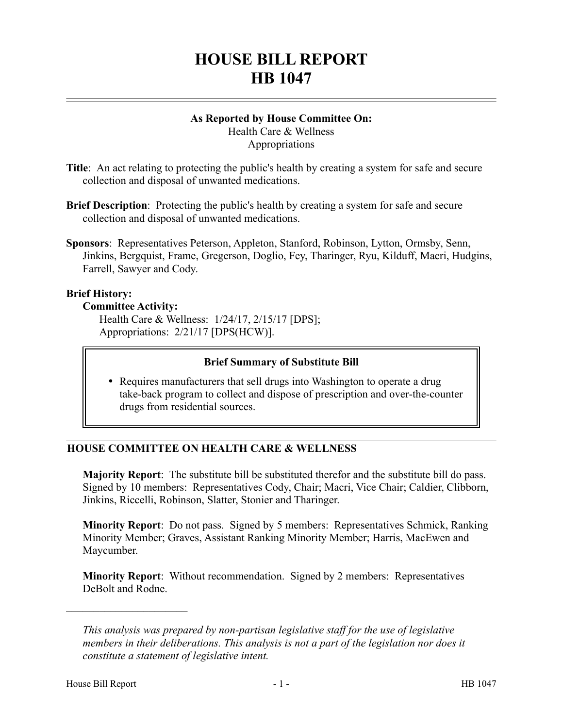# HOUSE BILL REPORT
# HB 1047

**As Reported by House Committee On:**
Health Care & Wellness
Appropriations

**Title**: An act relating to protecting the public's health by creating a system for safe and secure collection and disposal of unwanted medications.

**Brief Description**: Protecting the public's health by creating a system for safe and secure collection and disposal of unwanted medications.

**Sponsors**: Representatives Peterson, Appleton, Stanford, Robinson, Lytton, Ormsby, Senn, Jinkins, Bergquist, Frame, Gregerson, Doglio, Fey, Tharinger, Ryu, Kilduff, Macri, Hudgins, Farrell, Sawyer and Cody.

**Brief History:**

**Committee Activity:**

Health Care & Wellness: 1/24/17, 2/15/17 [DPS];
Appropriations: 2/21/17 [DPS(HCW)].

**Brief Summary of Substitute Bill**

- Requires manufacturers that sell drugs into Washington to operate a drug take-back program to collect and dispose of prescription and over-the-counter drugs from residential sources.

## HOUSE COMMITTEE ON HEALTH CARE & WELLNESS

**Majority Report**: The substitute bill be substituted therefor and the substitute bill do pass. Signed by 10 members: Representatives Cody, Chair; Macri, Vice Chair; Caldier, Clibborn, Jinkins, Riccelli, Robinson, Slatter, Stonier and Tharinger.

**Minority Report**: Do not pass. Signed by 5 members: Representatives Schmick, Ranking Minority Member; Graves, Assistant Ranking Minority Member; Harris, MacEwen and Maycumber.

**Minority Report**: Without recommendation. Signed by 2 members: Representatives DeBolt and Rodne.

---

*This analysis was prepared by non-partisan legislative staff for the use of legislative members in their deliberations. This analysis is not a part of the legislation nor does it constitute a statement of legislative intent.*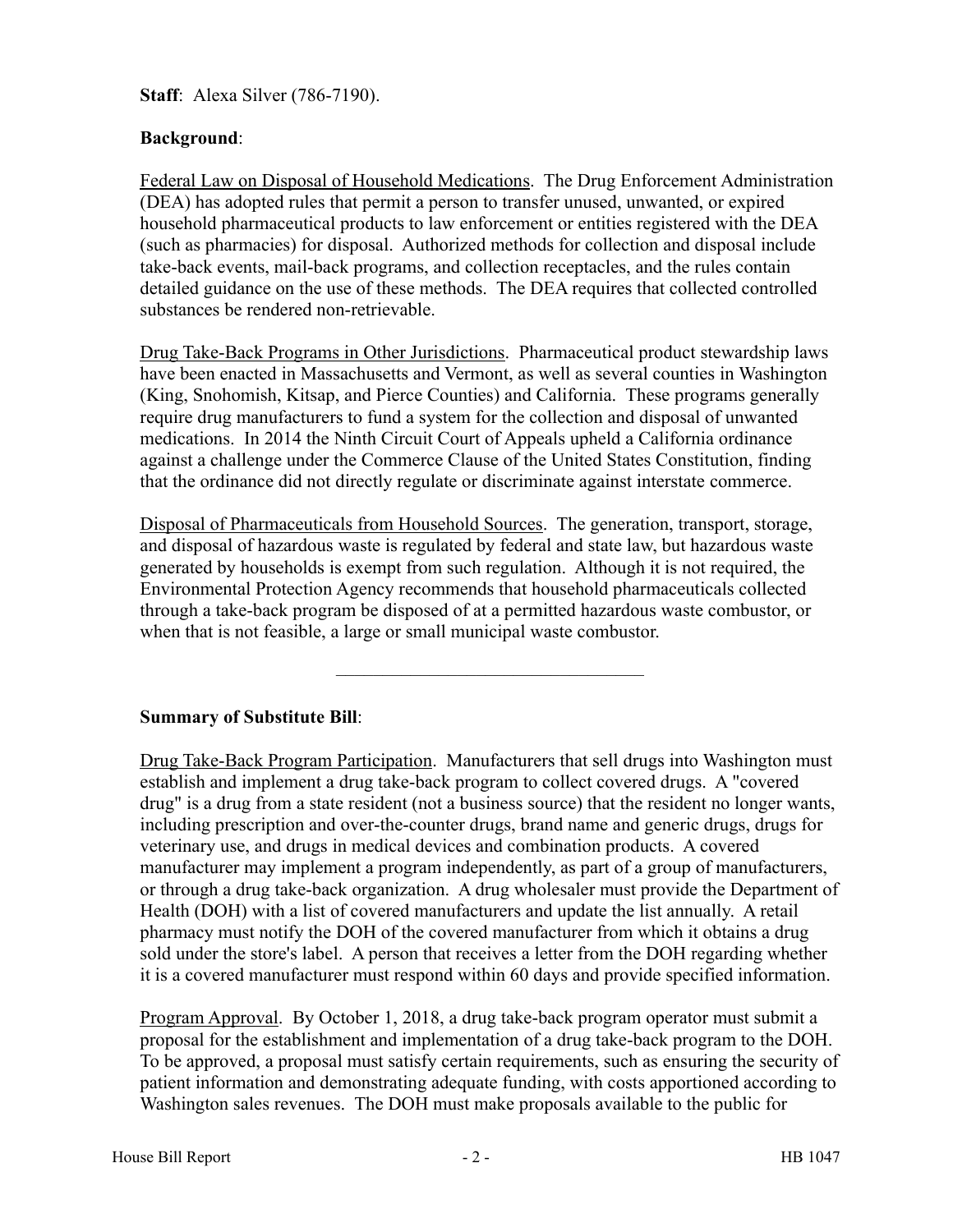**Staff**: Alexa Silver (786-7190).

**Background**:

Federal Law on Disposal of Household Medications. The Drug Enforcement Administration (DEA) has adopted rules that permit a person to transfer unused, unwanted, or expired household pharmaceutical products to law enforcement or entities registered with the DEA (such as pharmacies) for disposal. Authorized methods for collection and disposal include take-back events, mail-back programs, and collection receptacles, and the rules contain detailed guidance on the use of these methods. The DEA requires that collected controlled substances be rendered non-retrievable.

Drug Take-Back Programs in Other Jurisdictions. Pharmaceutical product stewardship laws have been enacted in Massachusetts and Vermont, as well as several counties in Washington (King, Snohomish, Kitsap, and Pierce Counties) and California. These programs generally require drug manufacturers to fund a system for the collection and disposal of unwanted medications. In 2014 the Ninth Circuit Court of Appeals upheld a California ordinance against a challenge under the Commerce Clause of the United States Constitution, finding that the ordinance did not directly regulate or discriminate against interstate commerce.

Disposal of Pharmaceuticals from Household Sources. The generation, transport, storage, and disposal of hazardous waste is regulated by federal and state law, but hazardous waste generated by households is exempt from such regulation. Although it is not required, the Environmental Protection Agency recommends that household pharmaceuticals collected through a take-back program be disposed of at a permitted hazardous waste combustor, or when that is not feasible, a large or small municipal waste combustor.

---

**Summary of Substitute Bill**:

Drug Take-Back Program Participation. Manufacturers that sell drugs into Washington must establish and implement a drug take-back program to collect covered drugs. A "covered drug" is a drug from a state resident (not a business source) that the resident no longer wants, including prescription and over-the-counter drugs, brand name and generic drugs, drugs for veterinary use, and drugs in medical devices and combination products. A covered manufacturer may implement a program independently, as part of a group of manufacturers, or through a drug take-back organization. A drug wholesaler must provide the Department of Health (DOH) with a list of covered manufacturers and update the list annually. A retail pharmacy must notify the DOH of the covered manufacturer from which it obtains a drug sold under the store's label. A person that receives a letter from the DOH regarding whether it is a covered manufacturer must respond within 60 days and provide specified information.

Program Approval. By October 1, 2018, a drug take-back program operator must submit a proposal for the establishment and implementation of a drug take-back program to the DOH. To be approved, a proposal must satisfy certain requirements, such as ensuring the security of patient information and demonstrating adequate funding, with costs apportioned according to Washington sales revenues. The DOH must make proposals available to the public for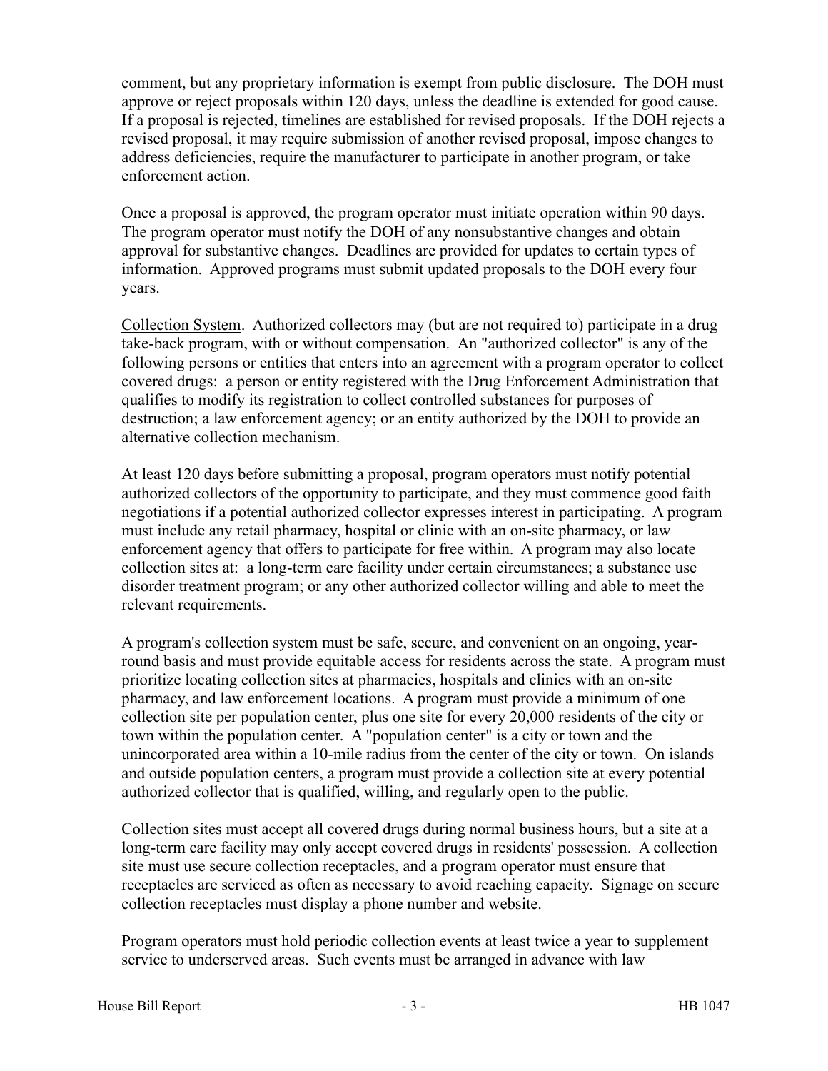comment, but any proprietary information is exempt from public disclosure. The DOH must approve or reject proposals within 120 days, unless the deadline is extended for good cause. If a proposal is rejected, timelines are established for revised proposals. If the DOH rejects a revised proposal, it may require submission of another revised proposal, impose changes to address deficiencies, require the manufacturer to participate in another program, or take enforcement action.

Once a proposal is approved, the program operator must initiate operation within 90 days. The program operator must notify the DOH of any nonsubstantive changes and obtain approval for substantive changes. Deadlines are provided for updates to certain types of information. Approved programs must submit updated proposals to the DOH every four years.

Collection System. Authorized collectors may (but are not required to) participate in a drug take-back program, with or without compensation. An "authorized collector" is any of the following persons or entities that enters into an agreement with a program operator to collect covered drugs: a person or entity registered with the Drug Enforcement Administration that qualifies to modify its registration to collect controlled substances for purposes of destruction; a law enforcement agency; or an entity authorized by the DOH to provide an alternative collection mechanism.

At least 120 days before submitting a proposal, program operators must notify potential authorized collectors of the opportunity to participate, and they must commence good faith negotiations if a potential authorized collector expresses interest in participating. A program must include any retail pharmacy, hospital or clinic with an on-site pharmacy, or law enforcement agency that offers to participate for free within. A program may also locate collection sites at: a long-term care facility under certain circumstances; a substance use disorder treatment program; or any other authorized collector willing and able to meet the relevant requirements.

A program's collection system must be safe, secure, and convenient on an ongoing, year-round basis and must provide equitable access for residents across the state. A program must prioritize locating collection sites at pharmacies, hospitals and clinics with an on-site pharmacy, and law enforcement locations. A program must provide a minimum of one collection site per population center, plus one site for every 20,000 residents of the city or town within the population center. A "population center" is a city or town and the unincorporated area within a 10-mile radius from the center of the city or town. On islands and outside population centers, a program must provide a collection site at every potential authorized collector that is qualified, willing, and regularly open to the public.

Collection sites must accept all covered drugs during normal business hours, but a site at a long-term care facility may only accept covered drugs in residents' possession. A collection site must use secure collection receptacles, and a program operator must ensure that receptacles are serviced as often as necessary to avoid reaching capacity. Signage on secure collection receptacles must display a phone number and website.

Program operators must hold periodic collection events at least twice a year to supplement service to underserved areas. Such events must be arranged in advance with law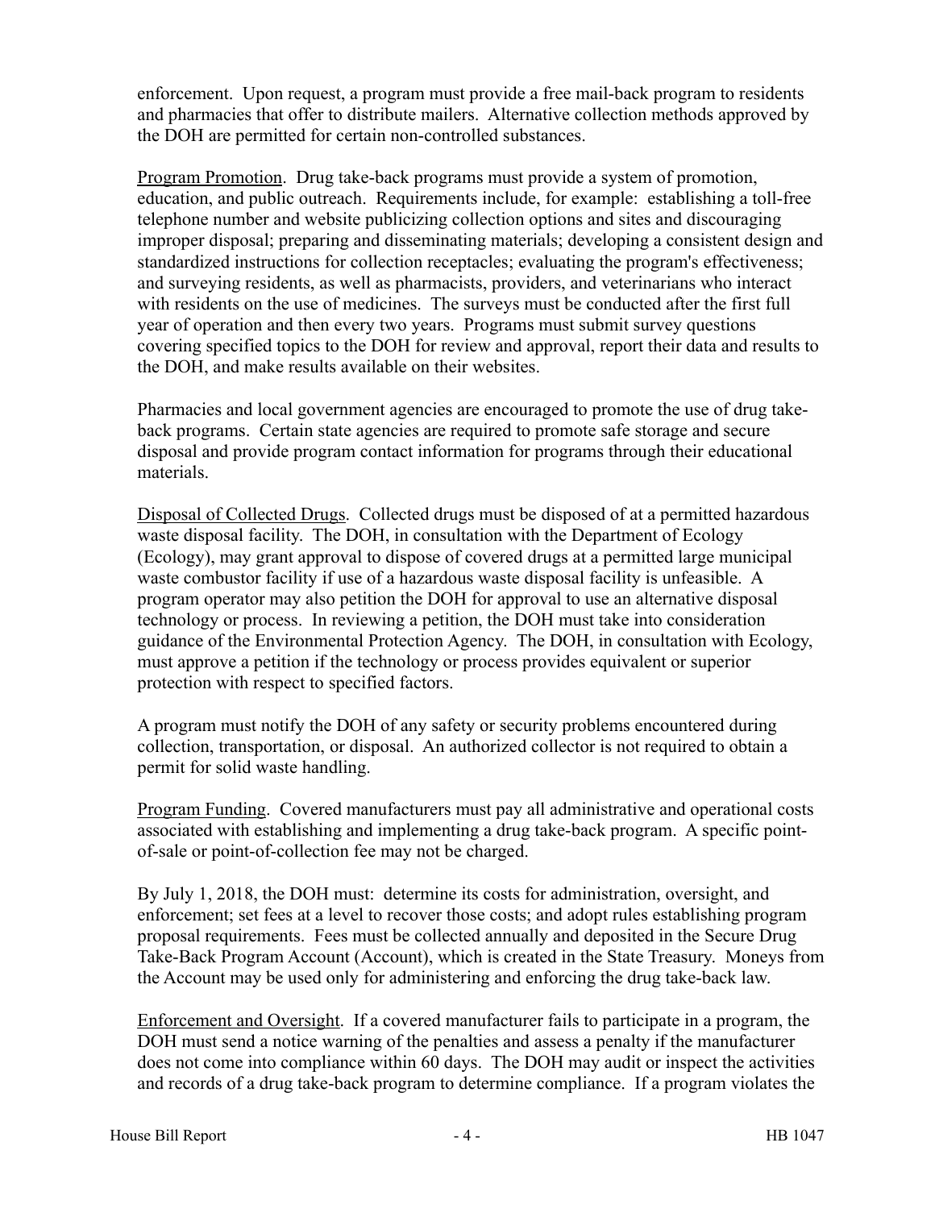enforcement. Upon request, a program must provide a free mail-back program to residents and pharmacies that offer to distribute mailers. Alternative collection methods approved by the DOH are permitted for certain non-controlled substances.

Program Promotion. Drug take-back programs must provide a system of promotion, education, and public outreach. Requirements include, for example: establishing a toll-free telephone number and website publicizing collection options and sites and discouraging improper disposal; preparing and disseminating materials; developing a consistent design and standardized instructions for collection receptacles; evaluating the program's effectiveness; and surveying residents, as well as pharmacists, providers, and veterinarians who interact with residents on the use of medicines. The surveys must be conducted after the first full year of operation and then every two years. Programs must submit survey questions covering specified topics to the DOH for review and approval, report their data and results to the DOH, and make results available on their websites.

Pharmacies and local government agencies are encouraged to promote the use of drug take-back programs. Certain state agencies are required to promote safe storage and secure disposal and provide program contact information for programs through their educational materials.

Disposal of Collected Drugs. Collected drugs must be disposed of at a permitted hazardous waste disposal facility. The DOH, in consultation with the Department of Ecology (Ecology), may grant approval to dispose of covered drugs at a permitted large municipal waste combustor facility if use of a hazardous waste disposal facility is unfeasible. A program operator may also petition the DOH for approval to use an alternative disposal technology or process. In reviewing a petition, the DOH must take into consideration guidance of the Environmental Protection Agency. The DOH, in consultation with Ecology, must approve a petition if the technology or process provides equivalent or superior protection with respect to specified factors.

A program must notify the DOH of any safety or security problems encountered during collection, transportation, or disposal. An authorized collector is not required to obtain a permit for solid waste handling.

Program Funding. Covered manufacturers must pay all administrative and operational costs associated with establishing and implementing a drug take-back program. A specific point-of-sale or point-of-collection fee may not be charged.

By July 1, 2018, the DOH must: determine its costs for administration, oversight, and enforcement; set fees at a level to recover those costs; and adopt rules establishing program proposal requirements. Fees must be collected annually and deposited in the Secure Drug Take-Back Program Account (Account), which is created in the State Treasury. Moneys from the Account may be used only for administering and enforcing the drug take-back law.

Enforcement and Oversight. If a covered manufacturer fails to participate in a program, the DOH must send a notice warning of the penalties and assess a penalty if the manufacturer does not come into compliance within 60 days. The DOH may audit or inspect the activities and records of a drug take-back program to determine compliance. If a program violates the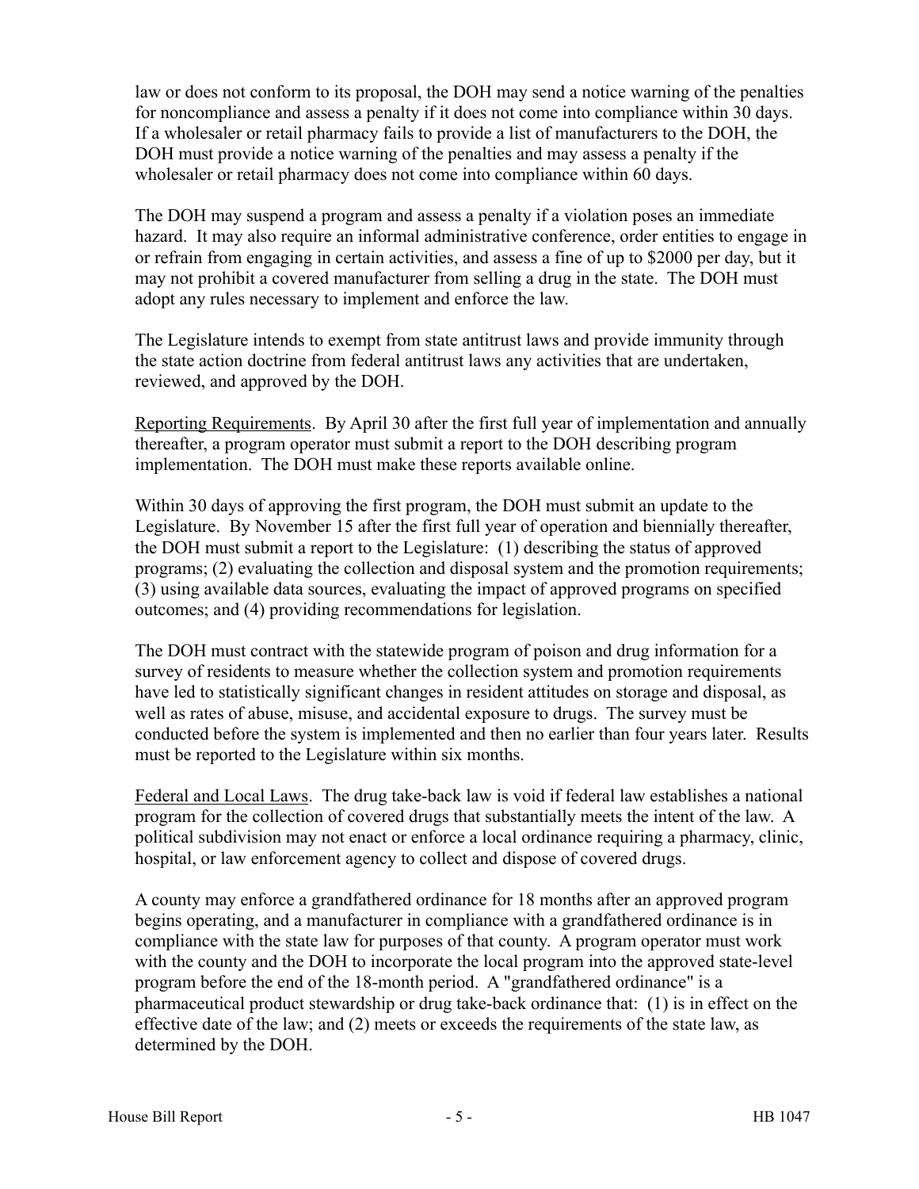law or does not conform to its proposal, the DOH may send a notice warning of the penalties for noncompliance and assess a penalty if it does not come into compliance within 30 days. If a wholesaler or retail pharmacy fails to provide a list of manufacturers to the DOH, the DOH must provide a notice warning of the penalties and may assess a penalty if the wholesaler or retail pharmacy does not come into compliance within 60 days.

The DOH may suspend a program and assess a penalty if a violation poses an immediate hazard. It may also require an informal administrative conference, order entities to engage in or refrain from engaging in certain activities, and assess a fine of up to $2000 per day, but it may not prohibit a covered manufacturer from selling a drug in the state. The DOH must adopt any rules necessary to implement and enforce the law.

The Legislature intends to exempt from state antitrust laws and provide immunity through the state action doctrine from federal antitrust laws any activities that are undertaken, reviewed, and approved by the DOH.

Reporting Requirements. By April 30 after the first full year of implementation and annually thereafter, a program operator must submit a report to the DOH describing program implementation. The DOH must make these reports available online.

Within 30 days of approving the first program, the DOH must submit an update to the Legislature. By November 15 after the first full year of operation and biennially thereafter, the DOH must submit a report to the Legislature: (1) describing the status of approved programs; (2) evaluating the collection and disposal system and the promotion requirements; (3) using available data sources, evaluating the impact of approved programs on specified outcomes; and (4) providing recommendations for legislation.

The DOH must contract with the statewide program of poison and drug information for a survey of residents to measure whether the collection system and promotion requirements have led to statistically significant changes in resident attitudes on storage and disposal, as well as rates of abuse, misuse, and accidental exposure to drugs. The survey must be conducted before the system is implemented and then no earlier than four years later. Results must be reported to the Legislature within six months.

Federal and Local Laws. The drug take-back law is void if federal law establishes a national program for the collection of covered drugs that substantially meets the intent of the law. A political subdivision may not enact or enforce a local ordinance requiring a pharmacy, clinic, hospital, or law enforcement agency to collect and dispose of covered drugs.

A county may enforce a grandfathered ordinance for 18 months after an approved program begins operating, and a manufacturer in compliance with a grandfathered ordinance is in compliance with the state law for purposes of that county. A program operator must work with the county and the DOH to incorporate the local program into the approved state-level program before the end of the 18-month period. A "grandfathered ordinance" is a pharmaceutical product stewardship or drug take-back ordinance that: (1) is in effect on the effective date of the law; and (2) meets or exceeds the requirements of the state law, as determined by the DOH.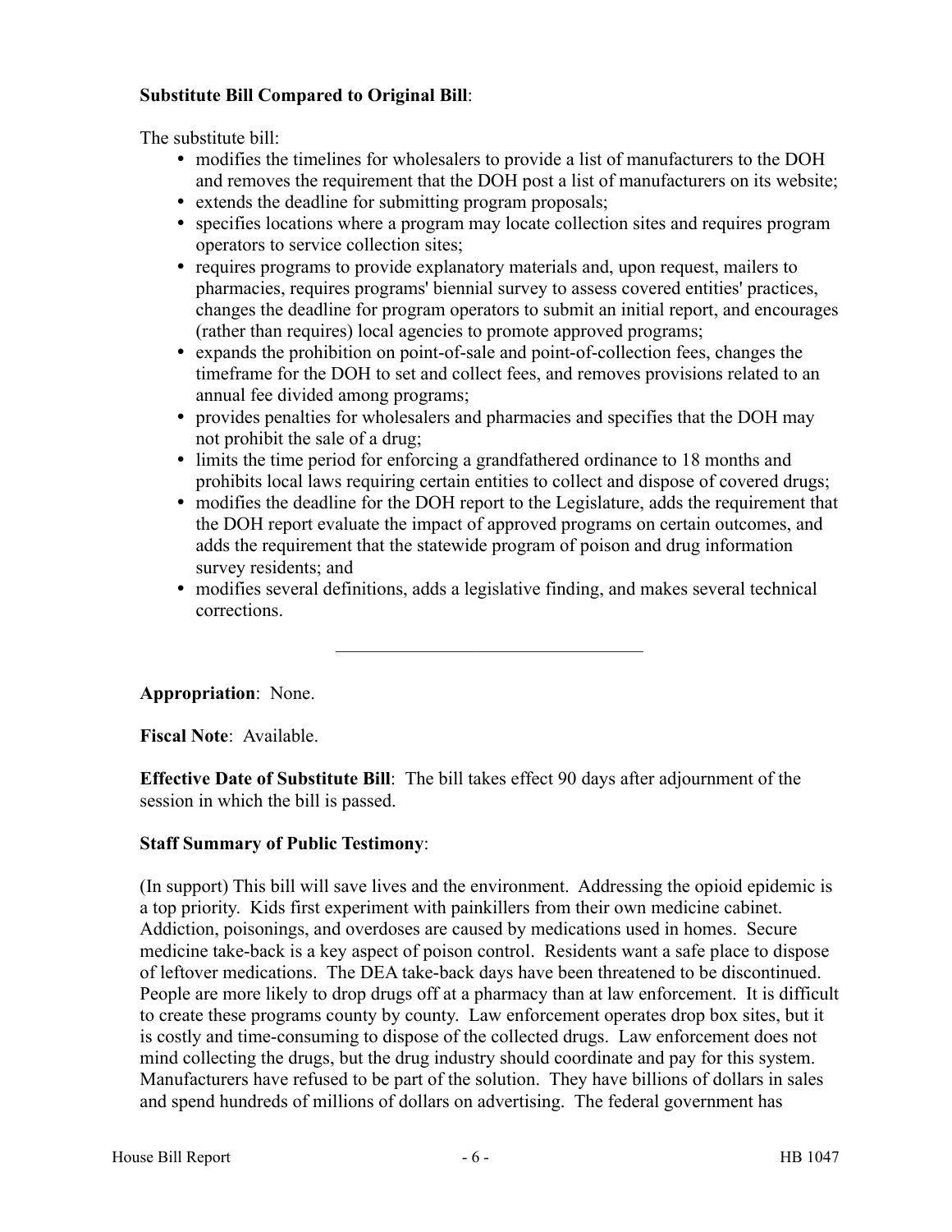**Substitute Bill Compared to Original Bill**:

The substitute bill:

- modifies the timelines for wholesalers to provide a list of manufacturers to the DOH and removes the requirement that the DOH post a list of manufacturers on its website;
- extends the deadline for submitting program proposals;
- specifies locations where a program may locate collection sites and requires program operators to service collection sites;
- requires programs to provide explanatory materials and, upon request, mailers to pharmacies, requires programs' biennial survey to assess covered entities' practices, changes the deadline for program operators to submit an initial report, and encourages (rather than requires) local agencies to promote approved programs;
- expands the prohibition on point-of-sale and point-of-collection fees, changes the timeframe for the DOH to set and collect fees, and removes provisions related to an annual fee divided among programs;
- provides penalties for wholesalers and pharmacies and specifies that the DOH may not prohibit the sale of a drug;
- limits the time period for enforcing a grandfathered ordinance to 18 months and prohibits local laws requiring certain entities to collect and dispose of covered drugs;
- modifies the deadline for the DOH report to the Legislature, adds the requirement that the DOH report evaluate the impact of approved programs on certain outcomes, and adds the requirement that the statewide program of poison and drug information survey residents; and
- modifies several definitions, adds a legislative finding, and makes several technical corrections.

---

**Appropriation**: None.

**Fiscal Note**: Available.

**Effective Date of Substitute Bill**: The bill takes effect 90 days after adjournment of the session in which the bill is passed.

**Staff Summary of Public Testimony**:

(In support) This bill will save lives and the environment. Addressing the opioid epidemic is a top priority. Kids first experiment with painkillers from their own medicine cabinet. Addiction, poisonings, and overdoses are caused by medications used in homes. Secure medicine take-back is a key aspect of poison control. Residents want a safe place to dispose of leftover medications. The DEA take-back days have been threatened to be discontinued. People are more likely to drop drugs off at a pharmacy than at law enforcement. It is difficult to create these programs county by county. Law enforcement operates drop box sites, but it is costly and time-consuming to dispose of the collected drugs. Law enforcement does not mind collecting the drugs, but the drug industry should coordinate and pay for this system. Manufacturers have refused to be part of the solution. They have billions of dollars in sales and spend hundreds of millions of dollars on advertising. The federal government has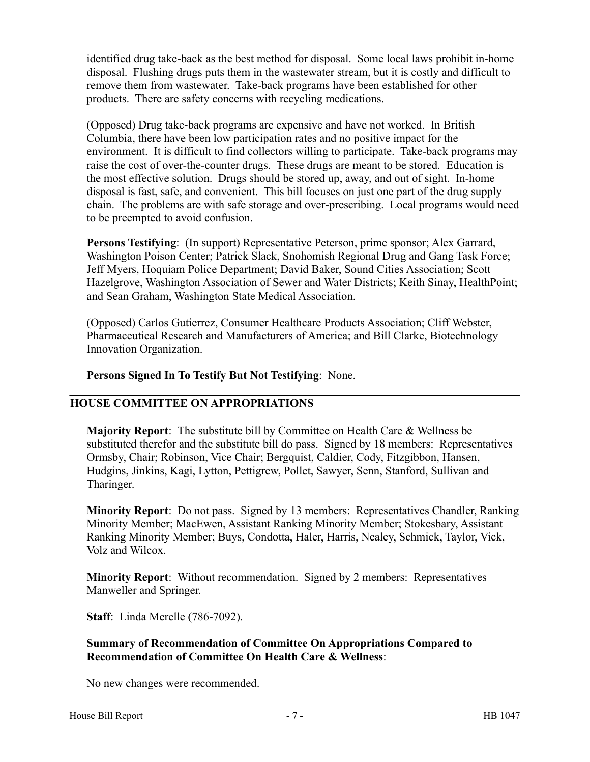identified drug take-back as the best method for disposal. Some local laws prohibit in-home disposal. Flushing drugs puts them in the wastewater stream, but it is costly and difficult to remove them from wastewater. Take-back programs have been established for other products. There are safety concerns with recycling medications.

(Opposed) Drug take-back programs are expensive and have not worked. In British Columbia, there have been low participation rates and no positive impact for the environment. It is difficult to find collectors willing to participate. Take-back programs may raise the cost of over-the-counter drugs. These drugs are meant to be stored. Education is the most effective solution. Drugs should be stored up, away, and out of sight. In-home disposal is fast, safe, and convenient. This bill focuses on just one part of the drug supply chain. The problems are with safe storage and over-prescribing. Local programs would need to be preempted to avoid confusion.

**Persons Testifying**: (In support) Representative Peterson, prime sponsor; Alex Garrard, Washington Poison Center; Patrick Slack, Snohomish Regional Drug and Gang Task Force; Jeff Myers, Hoquiam Police Department; David Baker, Sound Cities Association; Scott Hazelgrove, Washington Association of Sewer and Water Districts; Keith Sinay, HealthPoint; and Sean Graham, Washington State Medical Association.

(Opposed) Carlos Gutierrez, Consumer Healthcare Products Association; Cliff Webster, Pharmaceutical Research and Manufacturers of America; and Bill Clarke, Biotechnology Innovation Organization.

**Persons Signed In To Testify But Not Testifying**: None.

---

## HOUSE COMMITTEE ON APPROPRIATIONS

**Majority Report**: The substitute bill by Committee on Health Care & Wellness be substituted therefor and the substitute bill do pass. Signed by 18 members: Representatives Ormsby, Chair; Robinson, Vice Chair; Bergquist, Caldier, Cody, Fitzgibbon, Hansen, Hudgins, Jinkins, Kagi, Lytton, Pettigrew, Pollet, Sawyer, Senn, Stanford, Sullivan and Tharinger.

**Minority Report**: Do not pass. Signed by 13 members: Representatives Chandler, Ranking Minority Member; MacEwen, Assistant Ranking Minority Member; Stokesbary, Assistant Ranking Minority Member; Buys, Condotta, Haler, Harris, Nealey, Schmick, Taylor, Vick, Volz and Wilcox.

**Minority Report**: Without recommendation. Signed by 2 members: Representatives Manweller and Springer.

**Staff**: Linda Merelle (786-7092).

**Summary of Recommendation of Committee On Appropriations Compared to Recommendation of Committee On Health Care & Wellness**:

No new changes were recommended.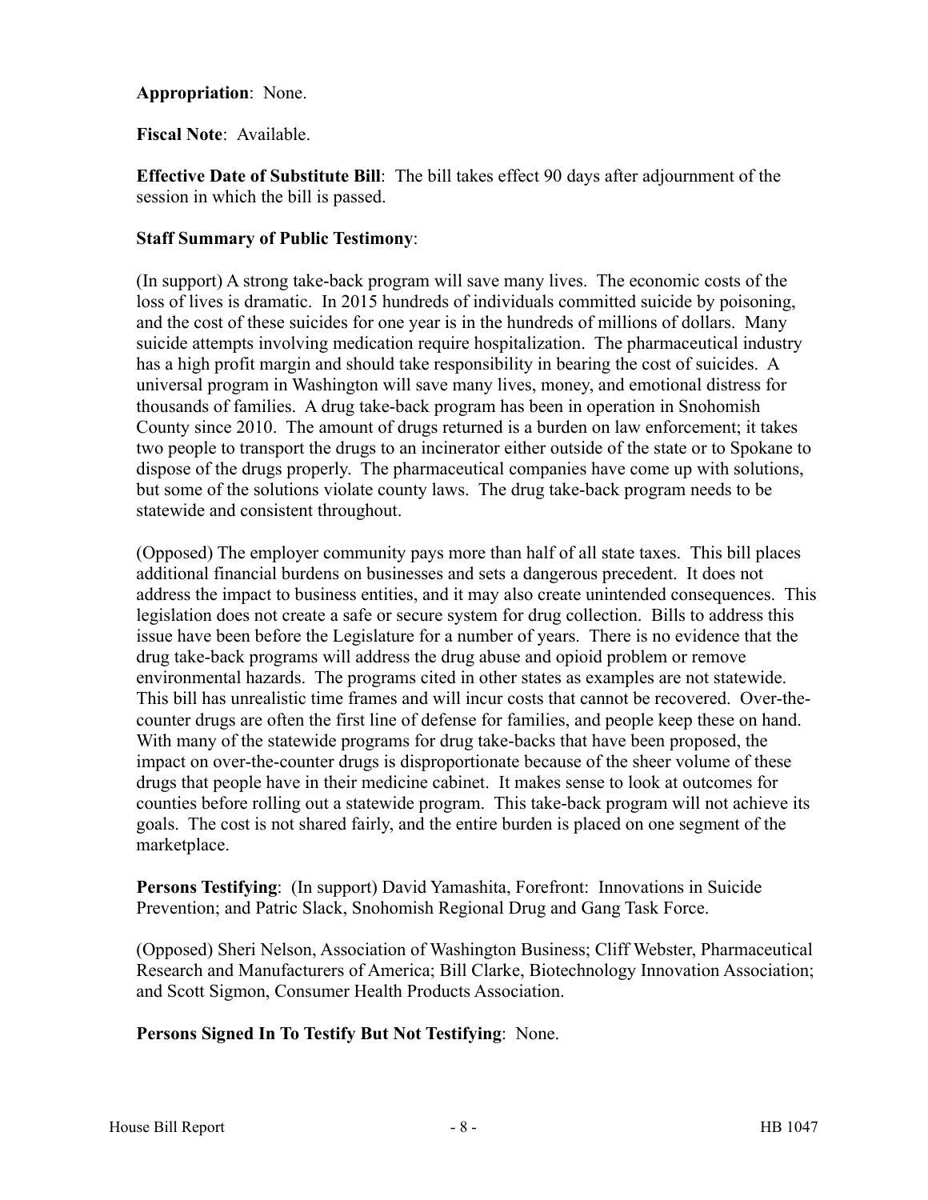**Appropriation**: None.

**Fiscal Note**: Available.

**Effective Date of Substitute Bill**: The bill takes effect 90 days after adjournment of the session in which the bill is passed.

**Staff Summary of Public Testimony**:

(In support) A strong take-back program will save many lives. The economic costs of the loss of lives is dramatic. In 2015 hundreds of individuals committed suicide by poisoning, and the cost of these suicides for one year is in the hundreds of millions of dollars. Many suicide attempts involving medication require hospitalization. The pharmaceutical industry has a high profit margin and should take responsibility in bearing the cost of suicides. A universal program in Washington will save many lives, money, and emotional distress for thousands of families. A drug take-back program has been in operation in Snohomish County since 2010. The amount of drugs returned is a burden on law enforcement; it takes two people to transport the drugs to an incinerator either outside of the state or to Spokane to dispose of the drugs properly. The pharmaceutical companies have come up with solutions, but some of the solutions violate county laws. The drug take-back program needs to be statewide and consistent throughout.

(Opposed) The employer community pays more than half of all state taxes. This bill places additional financial burdens on businesses and sets a dangerous precedent. It does not address the impact to business entities, and it may also create unintended consequences. This legislation does not create a safe or secure system for drug collection. Bills to address this issue have been before the Legislature for a number of years. There is no evidence that the drug take-back programs will address the drug abuse and opioid problem or remove environmental hazards. The programs cited in other states as examples are not statewide. This bill has unrealistic time frames and will incur costs that cannot be recovered. Over-the-counter drugs are often the first line of defense for families, and people keep these on hand. With many of the statewide programs for drug take-backs that have been proposed, the impact on over-the-counter drugs is disproportionate because of the sheer volume of these drugs that people have in their medicine cabinet. It makes sense to look at outcomes for counties before rolling out a statewide program. This take-back program will not achieve its goals. The cost is not shared fairly, and the entire burden is placed on one segment of the marketplace.

**Persons Testifying**: (In support) David Yamashita, Forefront: Innovations in Suicide Prevention; and Patric Slack, Snohomish Regional Drug and Gang Task Force.

(Opposed) Sheri Nelson, Association of Washington Business; Cliff Webster, Pharmaceutical Research and Manufacturers of America; Bill Clarke, Biotechnology Innovation Association; and Scott Sigmon, Consumer Health Products Association.

**Persons Signed In To Testify But Not Testifying**: None.